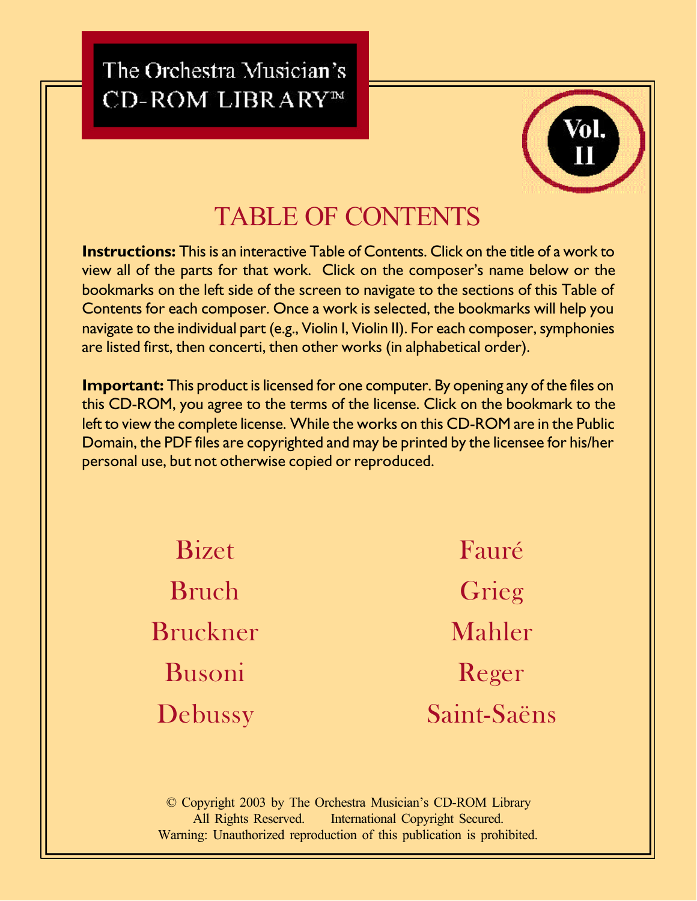The Orchestra Musician's CD-ROM LIBRARY™

Vol. II

# TABLE OF CONTENTS

**Instructions:** This is an interactive Table of Contents. Click on the title of a work to view all of the parts for that work. Click on the composer's name below or the bookmarks on the left side of the screen to navigate to the sections of this Table of Contents for each composer. Once a work is selected, the bookmarks will help you navigate to the individual part (e.g., Violin I, Violin II). For each composer, symphonies are listed first, then concerti, then other works (in alphabetical order).

**Important:** This product is licensed for one computer. By opening any of the files on this CD-ROM, you agree to the terms of the license. Click on the bookmark to the left to view the complete license. While the works on this CD-ROM are in the Public Domain, the PDF files are copyrighted and may be printed by the licensee for his/her personal use, but not otherwise copied or reproduced.

- Bizet
- Bruch
- Bruckner
- Busoni
- Debussy
- Fauré
- Grieg
- Mahler
- Reger
- Saint-Saëns

© Copyright 2003 by The Orchestra Musician's CD-ROM Library
All Rights Reserved. International Copyright Secured.
Warning: Unauthorized reproduction of this publication is prohibited.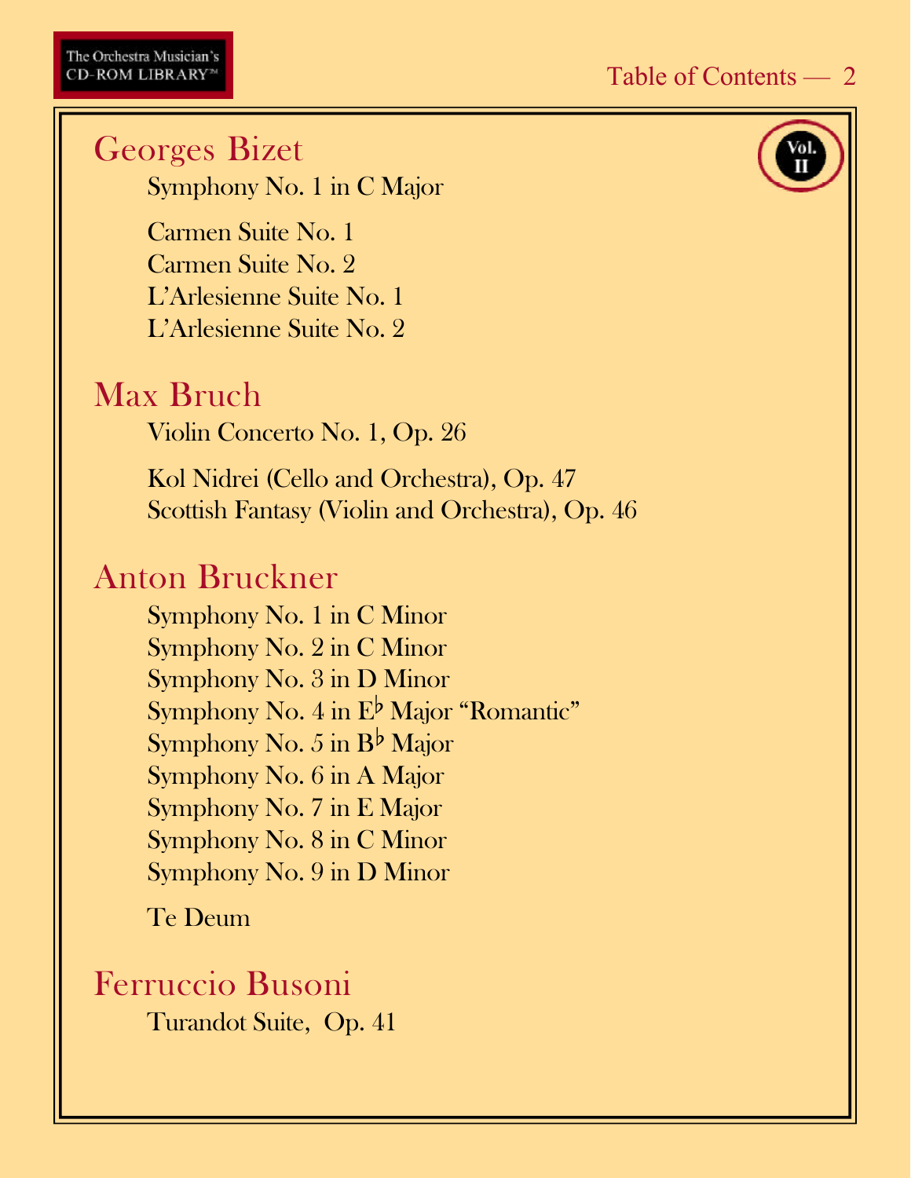## Georges Bizet

Symphony No. 1 in C Major

Carmen Suite No. 1
Carmen Suite No. 2
L'Arlesienne Suite No. 1
L'Arlesienne Suite No. 2

## Max Bruch

Violin Concerto No. 1, Op. 26

Kol Nidrei (Cello and Orchestra), Op. 47
Scottish Fantasy (Violin and Orchestra), Op. 46

## Anton Bruckner

Symphony No. 1 in C Minor
Symphony No. 2 in C Minor
Symphony No. 3 in D Minor
Symphony No. 4 in E♭ Major "Romantic"
Symphony No. 5 in B♭ Major
Symphony No. 6 in A Major
Symphony No. 7 in E Major
Symphony No. 8 in C Minor
Symphony No. 9 in D Minor

Te Deum

## Ferruccio Busoni

Turandot Suite, Op. 41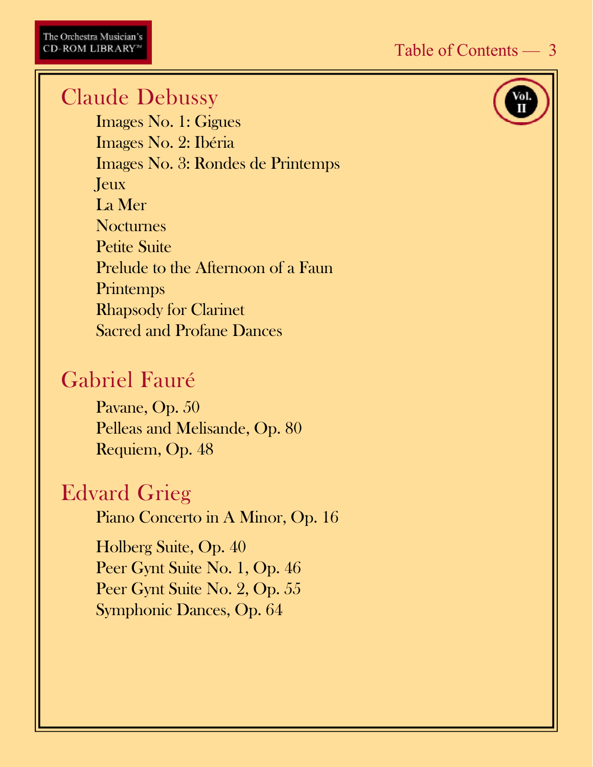## Claude Debussy

Images No. 1: Gigues
Images No. 2: Ibéria
Images No. 3: Rondes de Printemps
Jeux
La Mer
Nocturnes
Petite Suite
Prelude to the Afternoon of a Faun
Printemps
Rhapsody for Clarinet
Sacred and Profane Dances

## Gabriel Fauré

Pavane, Op. 50
Pelleas and Melisande, Op. 80
Requiem, Op. 48

## Edvard Grieg

Piano Concerto in A Minor, Op. 16

Holberg Suite, Op. 40
Peer Gynt Suite No. 1, Op. 46
Peer Gynt Suite No. 2, Op. 55
Symphonic Dances, Op. 64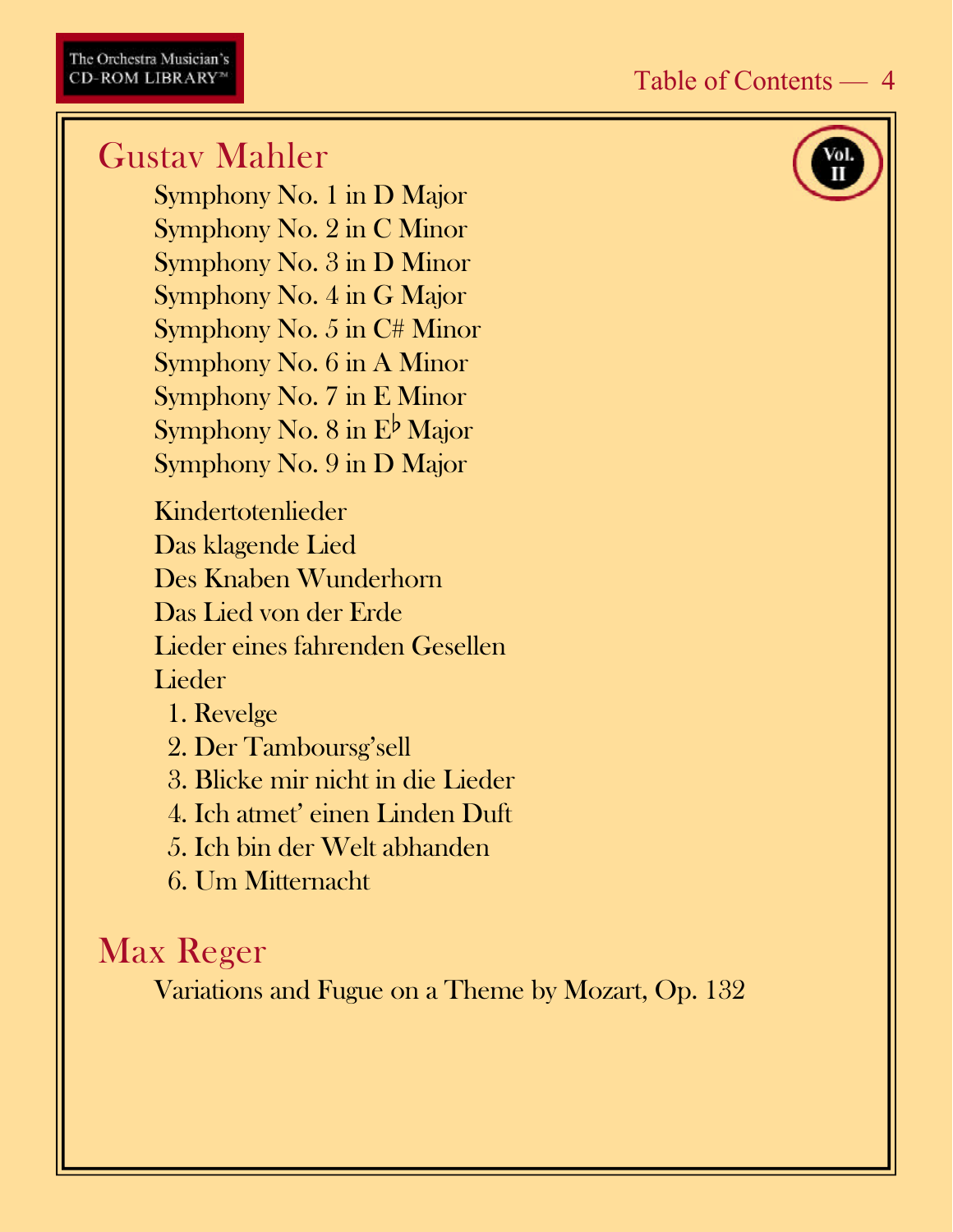## Gustav Mahler

Vol. II

Symphony No. 1 in D Major
Symphony No. 2 in C Minor
Symphony No. 3 in D Minor
Symphony No. 4 in G Major
Symphony No. 5 in C# Minor
Symphony No. 6 in A Minor
Symphony No. 7 in E Minor
Symphony No. 8 in E♭ Major
Symphony No. 9 in D Major

Kindertotenlieder
Das klagende Lied
Des Knaben Wunderhorn
Das Lied von der Erde
Lieder eines fahrenden Gesellen
Lieder

1. Revelge
2. Der Tamboursg'sell
3. Blicke mir nicht in die Lieder
4. Ich atmet' einen Linden Duft
5. Ich bin der Welt abhanden
6. Um Mitternacht

## Max Reger

Variations and Fugue on a Theme by Mozart, Op. 132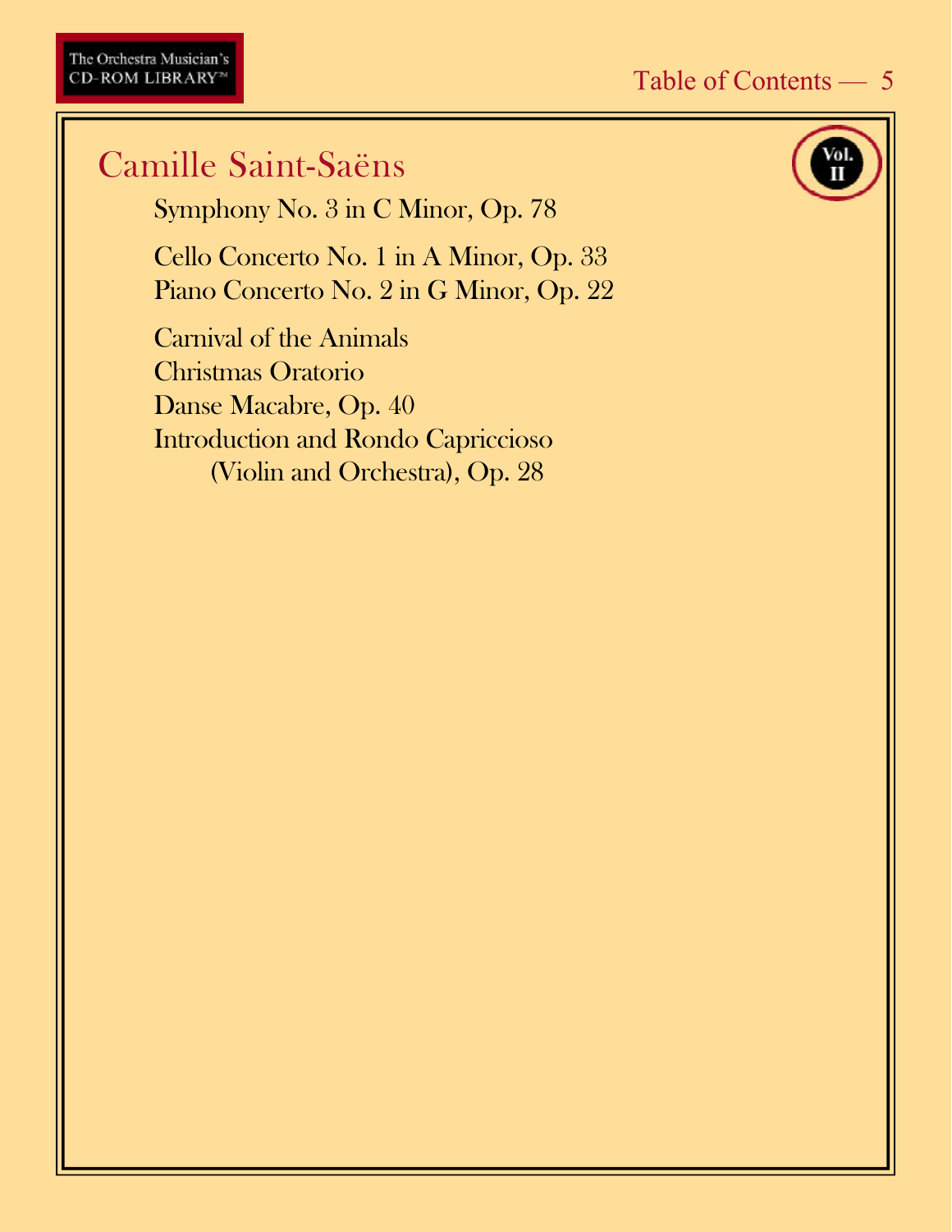# Camille Saint-Saëns

Vol. II

Symphony No. 3 in C Minor, Op. 78

Cello Concerto No. 1 in A Minor, Op. 33
Piano Concerto No. 2 in G Minor, Op. 22

Carnival of the Animals
Christmas Oratorio
Danse Macabre, Op. 40
Introduction and Rondo Capriccioso
(Violin and Orchestra), Op. 28